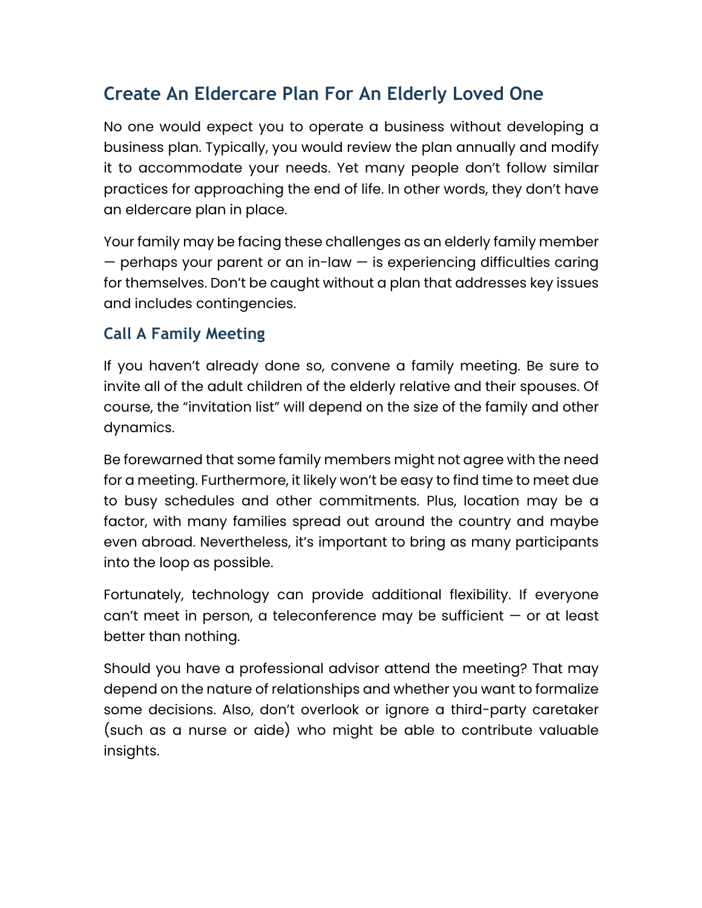# Create An Eldercare Plan For An Elderly Loved One

No one would expect you to operate a business without developing a business plan. Typically, you would review the plan annually and modify it to accommodate your needs. Yet many people don't follow similar practices for approaching the end of life. In other words, they don't have an eldercare plan in place.

Your family may be facing these challenges as an elderly family member — perhaps your parent or an in-law — is experiencing difficulties caring for themselves. Don't be caught without a plan that addresses key issues and includes contingencies.

## Call A Family Meeting

If you haven't already done so, convene a family meeting. Be sure to invite all of the adult children of the elderly relative and their spouses. Of course, the "invitation list" will depend on the size of the family and other dynamics.

Be forewarned that some family members might not agree with the need for a meeting. Furthermore, it likely won't be easy to find time to meet due to busy schedules and other commitments. Plus, location may be a factor, with many families spread out around the country and maybe even abroad. Nevertheless, it's important to bring as many participants into the loop as possible.

Fortunately, technology can provide additional flexibility. If everyone can't meet in person, a teleconference may be sufficient — or at least better than nothing.

Should you have a professional advisor attend the meeting? That may depend on the nature of relationships and whether you want to formalize some decisions. Also, don't overlook or ignore a third-party caretaker (such as a nurse or aide) who might be able to contribute valuable insights.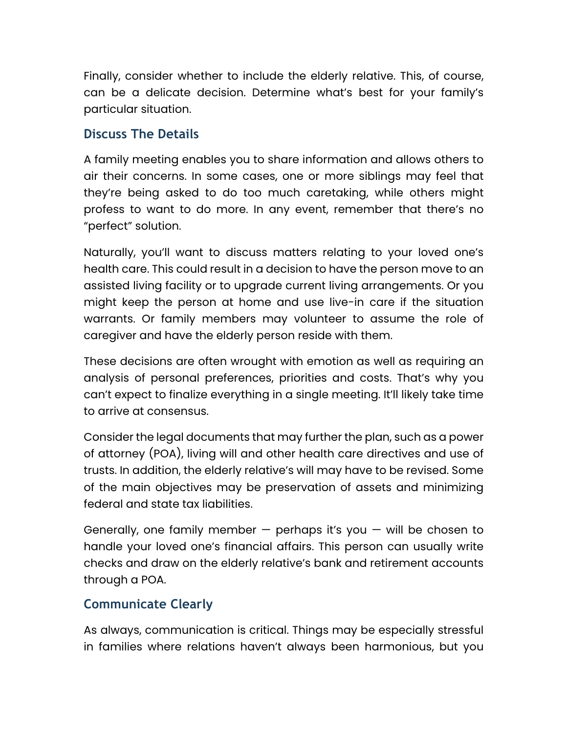Finally, consider whether to include the elderly relative. This, of course, can be a delicate decision. Determine what's best for your family's particular situation.

## Discuss The Details

A family meeting enables you to share information and allows others to air their concerns. In some cases, one or more siblings may feel that they're being asked to do too much caretaking, while others might profess to want to do more. In any event, remember that there's no "perfect" solution.

Naturally, you'll want to discuss matters relating to your loved one's health care. This could result in a decision to have the person move to an assisted living facility or to upgrade current living arrangements. Or you might keep the person at home and use live-in care if the situation warrants. Or family members may volunteer to assume the role of caregiver and have the elderly person reside with them.

These decisions are often wrought with emotion as well as requiring an analysis of personal preferences, priorities and costs. That's why you can't expect to finalize everything in a single meeting. It'll likely take time to arrive at consensus.

Consider the legal documents that may further the plan, such as a power of attorney (POA), living will and other health care directives and use of trusts. In addition, the elderly relative's will may have to be revised. Some of the main objectives may be preservation of assets and minimizing federal and state tax liabilities.

Generally, one family member — perhaps it's you — will be chosen to handle your loved one's financial affairs. This person can usually write checks and draw on the elderly relative's bank and retirement accounts through a POA.

## Communicate Clearly

As always, communication is critical. Things may be especially stressful in families where relations haven't always been harmonious, but you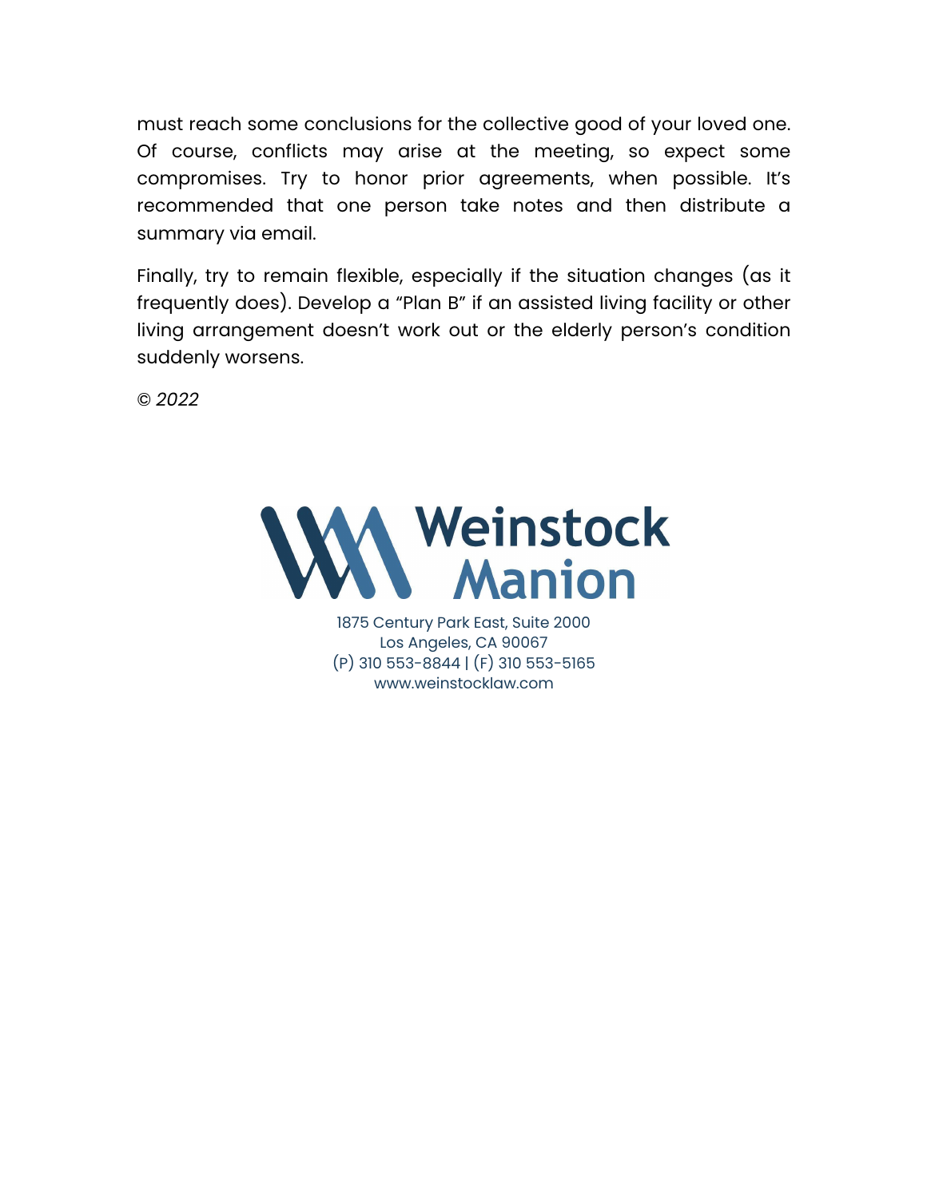must reach some conclusions for the collective good of your loved one. Of course, conflicts may arise at the meeting, so expect some compromises. Try to honor prior agreements, when possible. It's recommended that one person take notes and then distribute a summary via email.

Finally, try to remain flexible, especially if the situation changes (as it frequently does). Develop a "Plan B" if an assisted living facility or other living arrangement doesn't work out or the elderly person's condition suddenly worsens.

© *2022*

Weinstock Manion

1875 Century Park East, Suite 2000
Los Angeles, CA 90067
(P) 310 553-8844 | (F) 310 553-5165
www.weinstocklaw.com